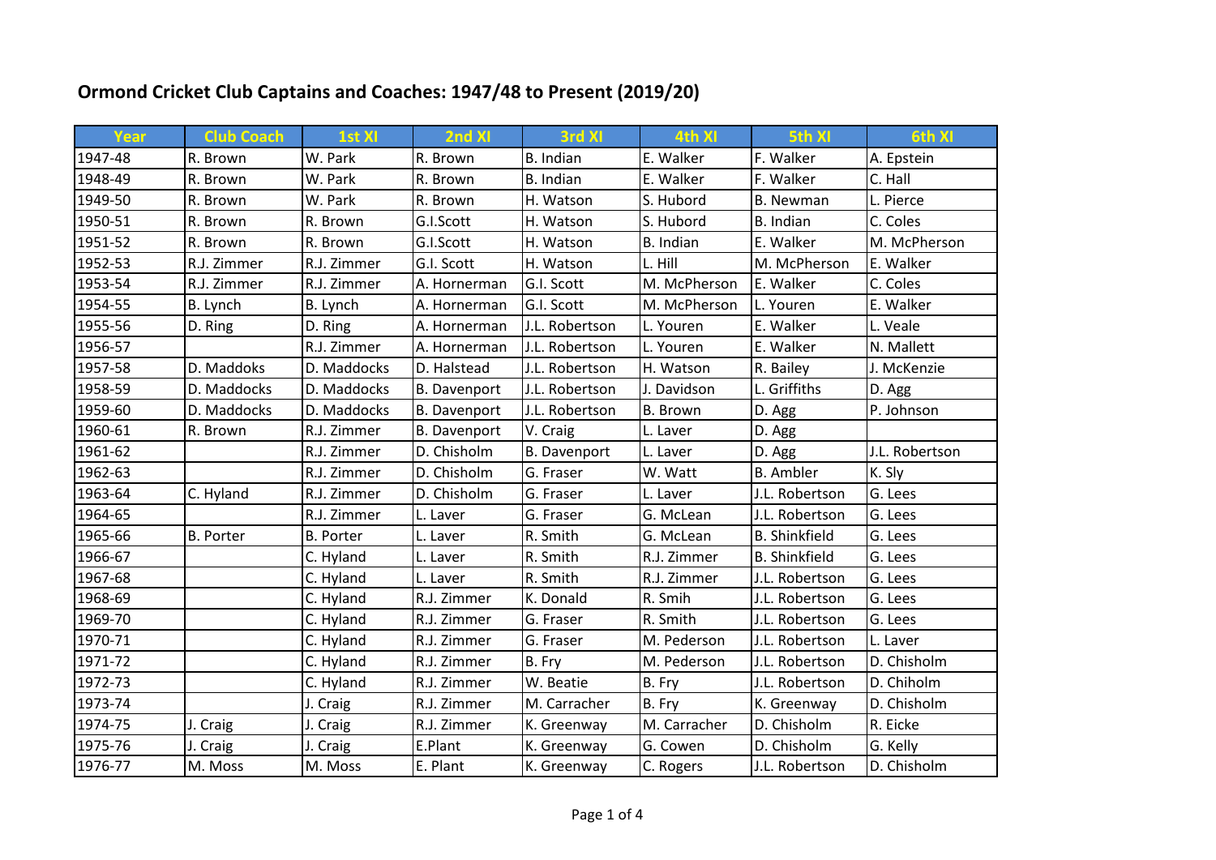# Ormond Cricket Club Captains and Coaches: 1947/48 to Present (2019/20)

| Year | Club Coach | 1st XI | 2nd XI | 3rd XI | 4th XI | 5th XI | 6th XI |
|---|---|---|---|---|---|---|---|
| 1947-48 | R. Brown | W. Park | R. Brown | B. Indian | E. Walker | F. Walker | A. Epstein |
| 1948-49 | R. Brown | W. Park | R. Brown | B. Indian | E. Walker | F. Walker | C. Hall |
| 1949-50 | R. Brown | W. Park | R. Brown | H. Watson | S. Hubord | B. Newman | L. Pierce |
| 1950-51 | R. Brown | R. Brown | G.I.Scott | H. Watson | S. Hubord | B. Indian | C. Coles |
| 1951-52 | R. Brown | R. Brown | G.I.Scott | H. Watson | B. Indian | E. Walker | M. McPherson |
| 1952-53 | R.J. Zimmer | R.J. Zimmer | G.I. Scott | H. Watson | L. Hill | M. McPherson | E. Walker |
| 1953-54 | R.J. Zimmer | R.J. Zimmer | A. Hornerman | G.I. Scott | M. McPherson | E. Walker | C. Coles |
| 1954-55 | B. Lynch | B. Lynch | A. Hornerman | G.I. Scott | M. McPherson | L. Youren | E. Walker |
| 1955-56 | D. Ring | D. Ring | A. Hornerman | J.L. Robertson | L. Youren | E. Walker | L. Veale |
| 1956-57 | | R.J. Zimmer | A. Hornerman | J.L. Robertson | L. Youren | E. Walker | N. Mallett |
| 1957-58 | D. Maddoks | D. Maddocks | D. Halstead | J.L. Robertson | H. Watson | R. Bailey | J. McKenzie |
| 1958-59 | D. Maddocks | D. Maddocks | B. Davenport | J.L. Robertson | J. Davidson | L. Griffiths | D. Agg |
| 1959-60 | D. Maddocks | D. Maddocks | B. Davenport | J.L. Robertson | B. Brown | D. Agg | P. Johnson |
| 1960-61 | R. Brown | R.J. Zimmer | B. Davenport | V. Craig | L. Laver | D. Agg | |
| 1961-62 | | R.J. Zimmer | D. Chisholm | B. Davenport | L. Laver | D. Agg | J.L. Robertson |
| 1962-63 | | R.J. Zimmer | D. Chisholm | G. Fraser | W. Watt | B. Ambler | K. Sly |
| 1963-64 | C. Hyland | R.J. Zimmer | D. Chisholm | G. Fraser | L. Laver | J.L. Robertson | G. Lees |
| 1964-65 | | R.J. Zimmer | L. Laver | G. Fraser | G. McLean | J.L. Robertson | G. Lees |
| 1965-66 | B. Porter | B. Porter | L. Laver | R. Smith | G. McLean | B. Shinkfield | G. Lees |
| 1966-67 | | C. Hyland | L. Laver | R. Smith | R.J. Zimmer | B. Shinkfield | G. Lees |
| 1967-68 | | C. Hyland | L. Laver | R. Smith | R.J. Zimmer | J.L. Robertson | G. Lees |
| 1968-69 | | C. Hyland | R.J. Zimmer | K. Donald | R. Smih | J.L. Robertson | G. Lees |
| 1969-70 | | C. Hyland | R.J. Zimmer | G. Fraser | R. Smith | J.L. Robertson | G. Lees |
| 1970-71 | | C. Hyland | R.J. Zimmer | G. Fraser | M. Pederson | J.L. Robertson | L. Laver |
| 1971-72 | | C. Hyland | R.J. Zimmer | B. Fry | M. Pederson | J.L. Robertson | D. Chisholm |
| 1972-73 | | C. Hyland | R.J. Zimmer | W. Beatie | B. Fry | J.L. Robertson | D. Chiholm |
| 1973-74 | | J. Craig | R.J. Zimmer | M. Carracher | B. Fry | K. Greenway | D. Chisholm |
| 1974-75 | J. Craig | J. Craig | R.J. Zimmer | K. Greenway | M. Carracher | D. Chisholm | R. Eicke |
| 1975-76 | J. Craig | J. Craig | E.Plant | K. Greenway | G. Cowen | D. Chisholm | G. Kelly |
| 1976-77 | M. Moss | M. Moss | E. Plant | K. Greenway | C. Rogers | J.L. Robertson | D. Chisholm |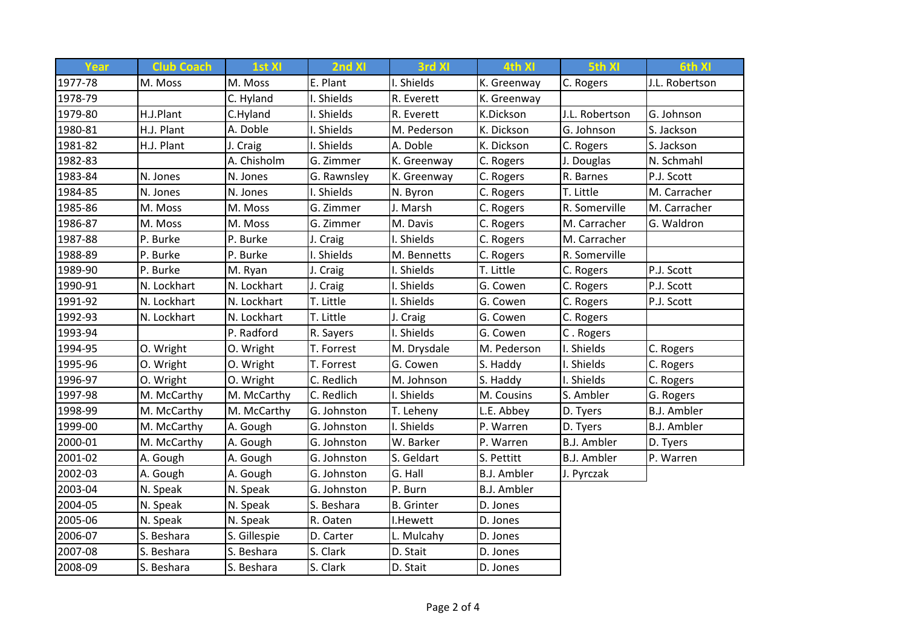| Year | Club Coach | 1st XI | 2nd XI | 3rd XI | 4th XI | 5th XI | 6th XI |
|---|---|---|---|---|---|---|---|
| 1977-78 | M. Moss | M. Moss | E. Plant | I. Shields | K. Greenway | C. Rogers | J.L. Robertson |
| 1978-79 | | C. Hyland | I. Shields | R. Everett | K. Greenway | | |
| 1979-80 | H.J.Plant | C.Hyland | I. Shields | R. Everett | K.Dickson | J.L. Robertson | G. Johnson |
| 1980-81 | H.J. Plant | A. Doble | I. Shields | M. Pederson | K. Dickson | G. Johnson | S. Jackson |
| 1981-82 | H.J. Plant | J. Craig | I. Shields | A. Doble | K. Dickson | C. Rogers | S. Jackson |
| 1982-83 | | A. Chisholm | G. Zimmer | K. Greenway | C. Rogers | J. Douglas | N. Schmahl |
| 1983-84 | N. Jones | N. Jones | G. Rawnsley | K. Greenway | C. Rogers | R. Barnes | P.J. Scott |
| 1984-85 | N. Jones | N. Jones | I. Shields | N. Byron | C. Rogers | T. Little | M. Carracher |
| 1985-86 | M. Moss | M. Moss | G. Zimmer | J. Marsh | C. Rogers | R. Somerville | M. Carracher |
| 1986-87 | M. Moss | M. Moss | G. Zimmer | M. Davis | C. Rogers | M. Carracher | G. Waldron |
| 1987-88 | P. Burke | P. Burke | J. Craig | I. Shields | C. Rogers | M. Carracher | |
| 1988-89 | P. Burke | P. Burke | I. Shields | M. Bennetts | C. Rogers | R. Somerville | |
| 1989-90 | P. Burke | M. Ryan | J. Craig | I. Shields | T. Little | C. Rogers | P.J. Scott |
| 1990-91 | N. Lockhart | N. Lockhart | J. Craig | I. Shields | G. Cowen | C. Rogers | P.J. Scott |
| 1991-92 | N. Lockhart | N. Lockhart | T. Little | I. Shields | G. Cowen | C. Rogers | P.J. Scott |
| 1992-93 | N. Lockhart | N. Lockhart | T. Little | J. Craig | G. Cowen | C. Rogers | |
| 1993-94 | | P. Radford | R. Sayers | I. Shields | G. Cowen | C . Rogers | |
| 1994-95 | O. Wright | O. Wright | T. Forrest | M. Drysdale | M. Pederson | I. Shields | C. Rogers |
| 1995-96 | O. Wright | O. Wright | T. Forrest | G. Cowen | S. Haddy | I. Shields | C. Rogers |
| 1996-97 | O. Wright | O. Wright | C. Redlich | M. Johnson | S. Haddy | I. Shields | C. Rogers |
| 1997-98 | M. McCarthy | M. McCarthy | C. Redlich | I. Shields | M. Cousins | S. Ambler | G. Rogers |
| 1998-99 | M. McCarthy | M. McCarthy | G. Johnston | T. Leheny | L.E. Abbey | D. Tyers | B.J. Ambler |
| 1999-00 | M. McCarthy | A. Gough | G. Johnston | I. Shields | P. Warren | D. Tyers | B.J. Ambler |
| 2000-01 | M. McCarthy | A. Gough | G. Johnston | W. Barker | P. Warren | B.J. Ambler | D. Tyers |
| 2001-02 | A. Gough | A. Gough | G. Johnston | S. Geldart | S. Pettitt | B.J. Ambler | P. Warren |
| 2002-03 | A. Gough | A. Gough | G. Johnston | G. Hall | B.J. Ambler | J. Pyrczak | |
| 2003-04 | N. Speak | N. Speak | G. Johnston | P. Burn | B.J. Ambler | | |
| 2004-05 | N. Speak | N. Speak | S. Beshara | B. Grinter | D. Jones | | |
| 2005-06 | N. Speak | N. Speak | R. Oaten | I.Hewett | D. Jones | | |
| 2006-07 | S. Beshara | S. Gillespie | D. Carter | L. Mulcahy | D. Jones | | |
| 2007-08 | S. Beshara | S. Beshara | S. Clark | D. Stait | D. Jones | | |
| 2008-09 | S. Beshara | S. Beshara | S. Clark | D. Stait | D. Jones | | |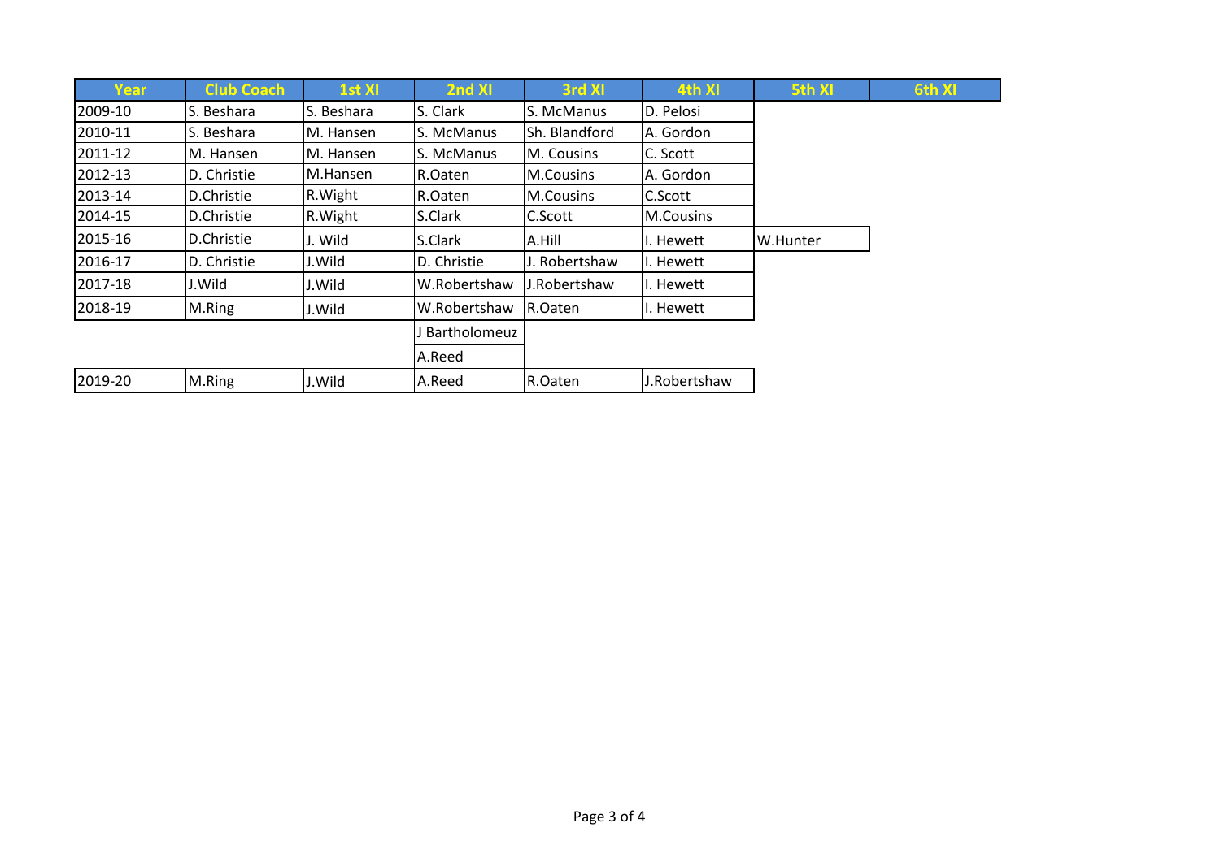| Year | Club Coach | 1st XI | 2nd XI | 3rd XI | 4th XI | 5th XI | 6th XI |
|---|---|---|---|---|---|---|---|
| 2009-10 | S. Beshara | S. Beshara | S. Clark | S. McManus | D. Pelosi | | |
| 2010-11 | S. Beshara | M. Hansen | S. McManus | Sh. Blandford | A. Gordon | | |
| 2011-12 | M. Hansen | M. Hansen | S. McManus | M. Cousins | C. Scott | | |
| 2012-13 | D. Christie | M.Hansen | R.Oaten | M.Cousins | A. Gordon | | |
| 2013-14 | D.Christie | R.Wight | R.Oaten | M.Cousins | C.Scott | | |
| 2014-15 | D.Christie | R.Wight | S.Clark | C.Scott | M.Cousins | | |
| 2015-16 | D.Christie | J. Wild | S.Clark | A.Hill | I. Hewett | W.Hunter | |
| 2016-17 | D. Christie | J.Wild | D. Christie | J. Robertshaw | I. Hewett | | |
| 2017-18 | J.Wild | J.Wild | W.Robertshaw | J.Robertshaw | I. Hewett | | |
| 2018-19 | M.Ring | J.Wild | W.Robertshaw | R.Oaten | I. Hewett | | |
| | | | J Bartholomeuz | | | | |
| | | | A.Reed | | | | |
| 2019-20 | M.Ring | J.Wild | A.Reed | R.Oaten | J.Robertshaw | | |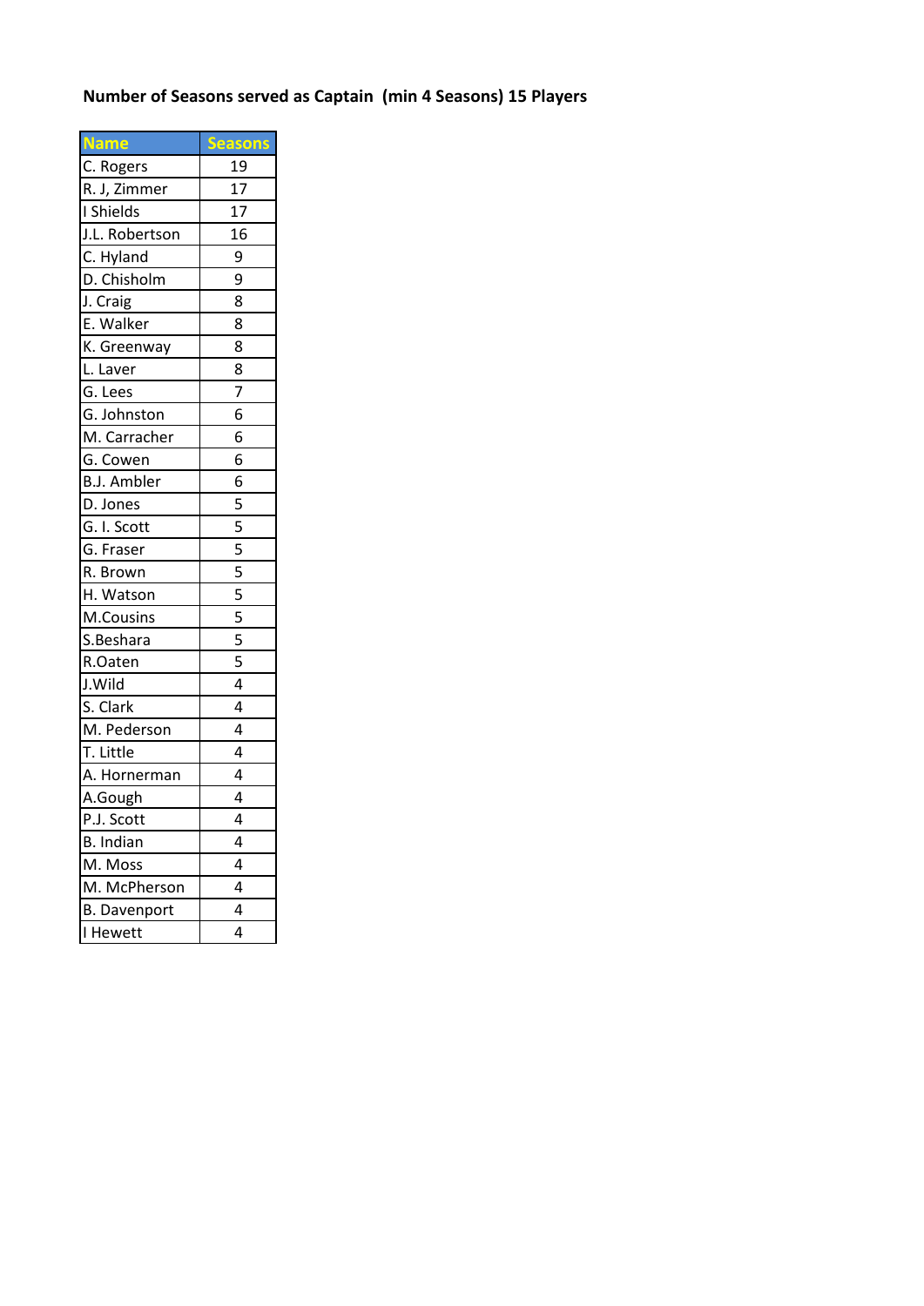**Number of Seasons served as Captain (min 4 Seasons) 15 Players**

| Name | Seasons |
|---|---|
| C. Rogers | 19 |
| R. J, Zimmer | 17 |
| I Shields | 17 |
| J.L. Robertson | 16 |
| C. Hyland | 9 |
| D. Chisholm | 9 |
| J. Craig | 8 |
| E. Walker | 8 |
| K. Greenway | 8 |
| L. Laver | 8 |
| G. Lees | 7 |
| G. Johnston | 6 |
| M. Carracher | 6 |
| G. Cowen | 6 |
| B.J. Ambler | 6 |
| D. Jones | 5 |
| G. I. Scott | 5 |
| G. Fraser | 5 |
| R. Brown | 5 |
| H. Watson | 5 |
| M.Cousins | 5 |
| S.Beshara | 5 |
| R.Oaten | 5 |
| J.Wild | 4 |
| S. Clark | 4 |
| M. Pederson | 4 |
| T. Little | 4 |
| A. Hornerman | 4 |
| A.Gough | 4 |
| P.J. Scott | 4 |
| B. Indian | 4 |
| M. Moss | 4 |
| M. McPherson | 4 |
| B. Davenport | 4 |
| I Hewett | 4 |